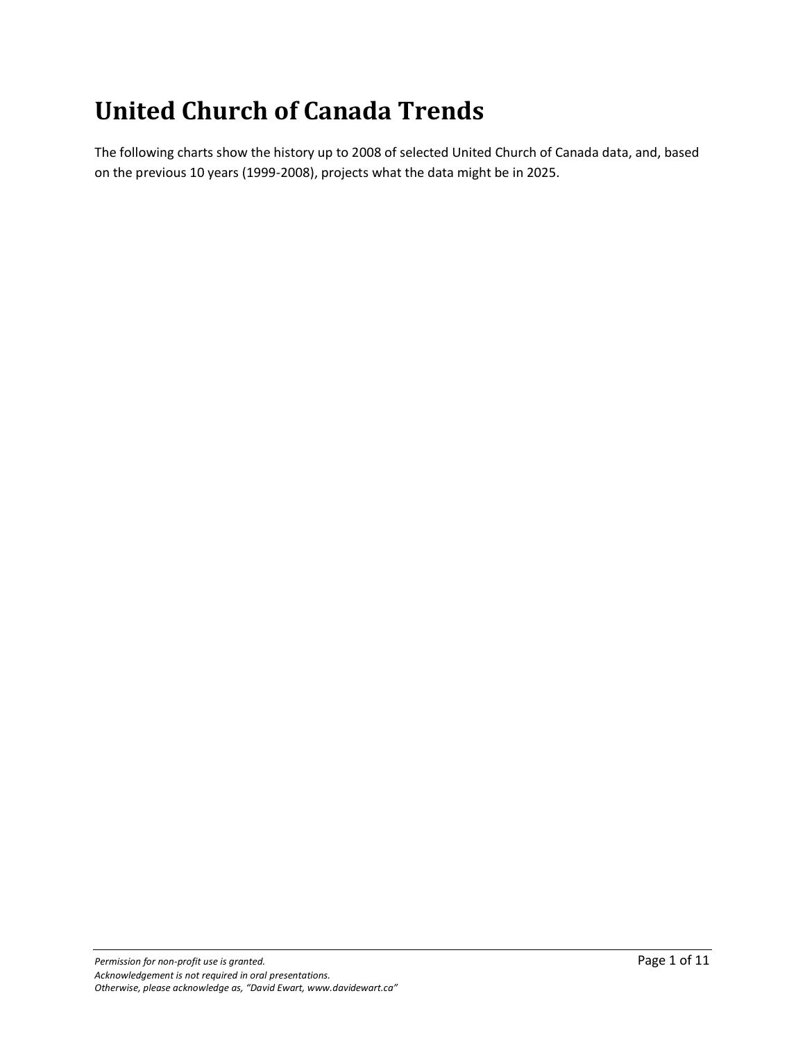# United Church of Canada Trends

The following charts show the history up to 2008 of selected United Church of Canada data, and, based on the previous 10 years (1999-2008), projects what the data might be in 2025.

*Permission for non-profit use is granted.*
*Acknowledgement is not required in oral presentations.*
*Otherwise, please acknowledge as, "David Ewart, www.davidewart.ca"*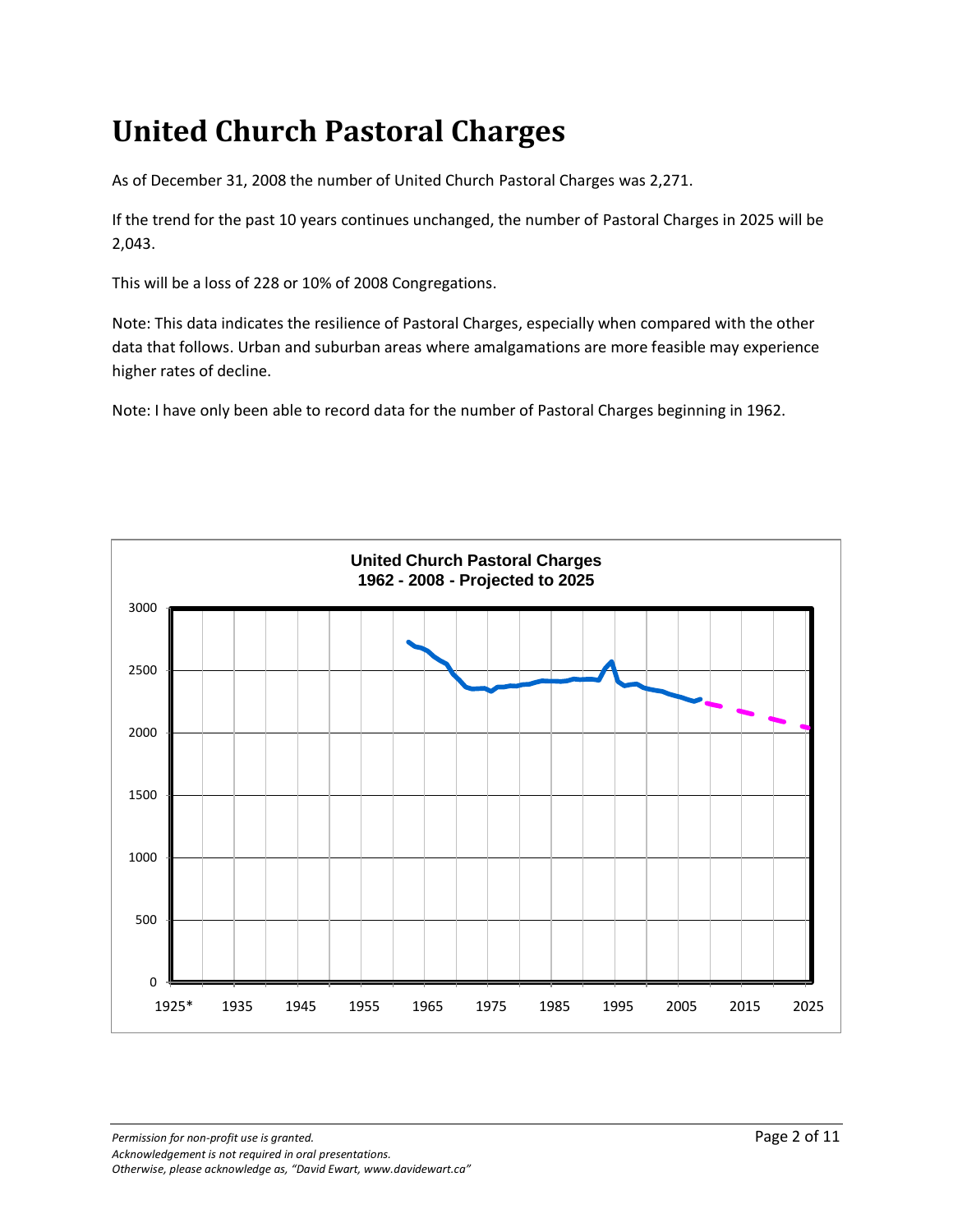# United Church Pastoral Charges

As of December 31, 2008 the number of United Church Pastoral Charges was 2,271.

If the trend for the past 10 years continues unchanged, the number of Pastoral Charges in 2025 will be 2,043.

This will be a loss of 228 or 10% of 2008 Congregations.

Note: This data indicates the resilience of Pastoral Charges, especially when compared with the other data that follows. Urban and suburban areas where amalgamations are more feasible may experience higher rates of decline.

Note: I have only been able to record data for the number of Pastoral Charges beginning in 1962.

United Church Pastoral Charges
1962 - 2008 - Projected to 2025

3000
2500
2000
1500
1000
500
0

1925* 1935 1945 1955 1965 1975 1985 1995 2005 2015 2025

*Permission for non-profit use is granted.*
*Acknowledgement is not required in oral presentations.*
*Otherwise, please acknowledge as, "David Ewart, www.davidewart.ca"*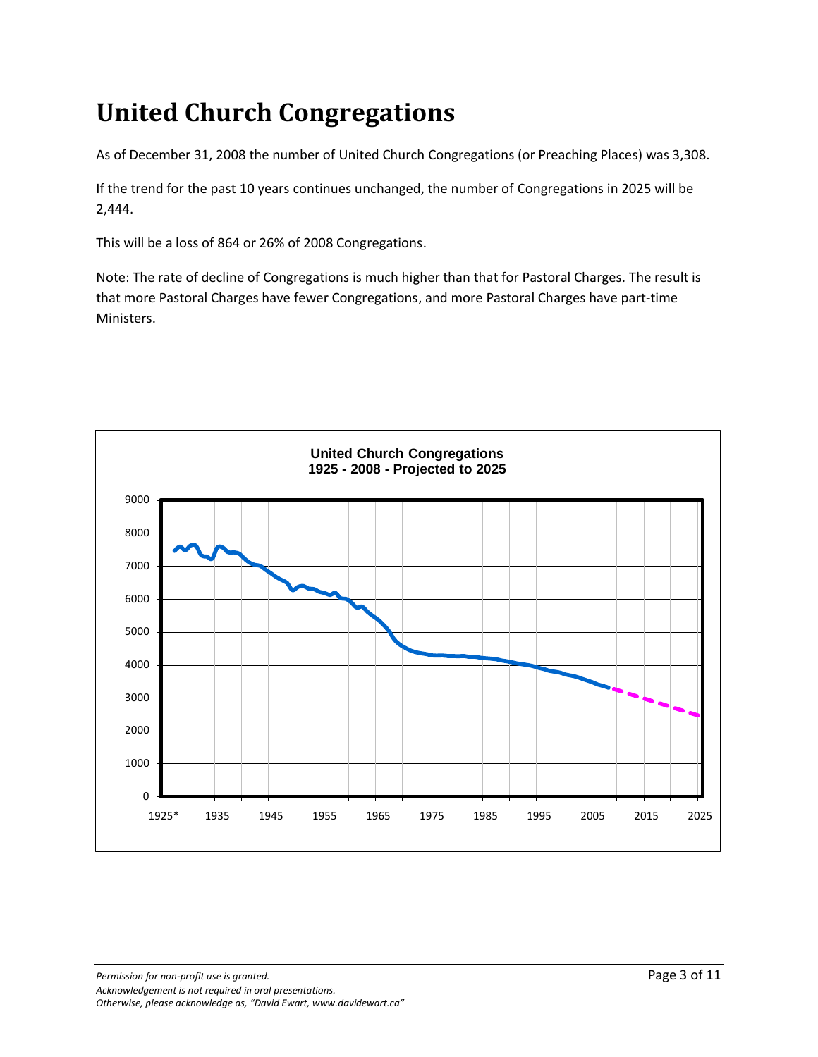# United Church Congregations

As of December 31, 2008 the number of United Church Congregations (or Preaching Places) was 3,308.

If the trend for the past 10 years continues unchanged, the number of Congregations in 2025 will be 2,444.

This will be a loss of 864 or 26% of 2008 Congregations.

Note: The rate of decline of Congregations is much higher than that for Pastoral Charges. The result is that more Pastoral Charges have fewer Congregations, and more Pastoral Charges have part-time Ministers.

**United Church Congregations**
**1925 - 2008 - Projected to 2025**

9000
8000
7000
6000
5000
4000
3000
2000
1000
0

1925* 1935 1945 1955 1965 1975 1985 1995 2005 2015 2025

*Permission for non-profit use is granted.*
*Acknowledgement is not required in oral presentations.*
*Otherwise, please acknowledge as, "David Ewart, www.davidewart.ca"*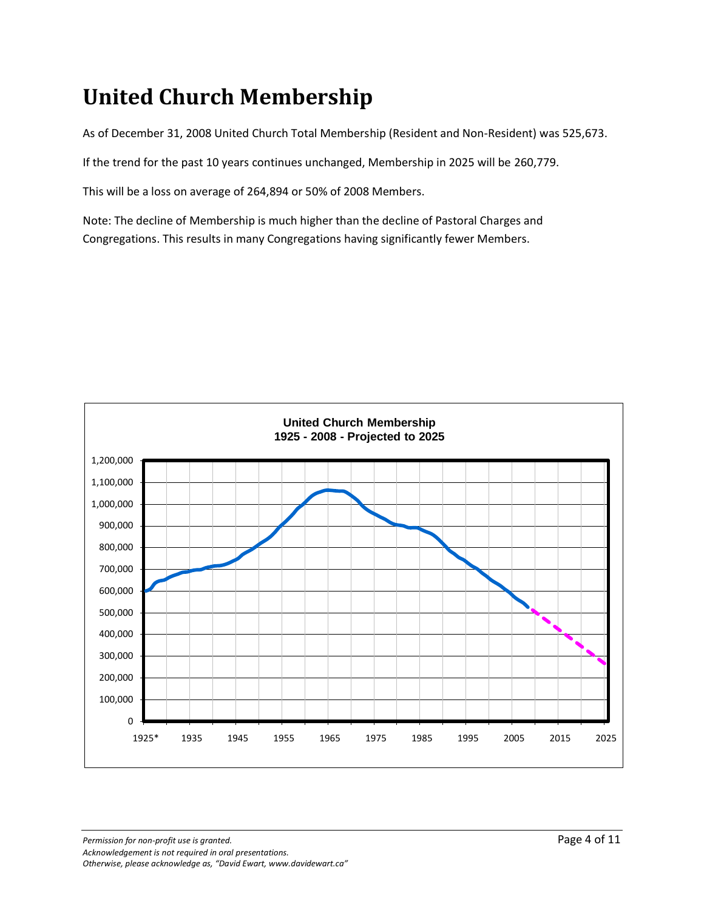# United Church Membership

As of December 31, 2008 United Church Total Membership (Resident and Non-Resident) was 525,673.

If the trend for the past 10 years continues unchanged, Membership in 2025 will be 260,779.

This will be a loss on average of 264,894 or 50% of 2008 Members.

Note: The decline of Membership is much higher than the decline of Pastoral Charges and Congregations. This results in many Congregations having significantly fewer Members.

United Church Membership
1925 - 2008 - Projected to 2025

1,200,000
1,100,000
1,000,000
900,000
800,000
700,000
600,000
500,000
400,000
300,000
200,000
100,000
0

1925* 1935 1945 1955 1965 1975 1985 1995 2005 2015 2025

*Permission for non-profit use is granted.*
*Acknowledgement is not required in oral presentations.*
*Otherwise, please acknowledge as, "David Ewart, www.davidewart.ca"*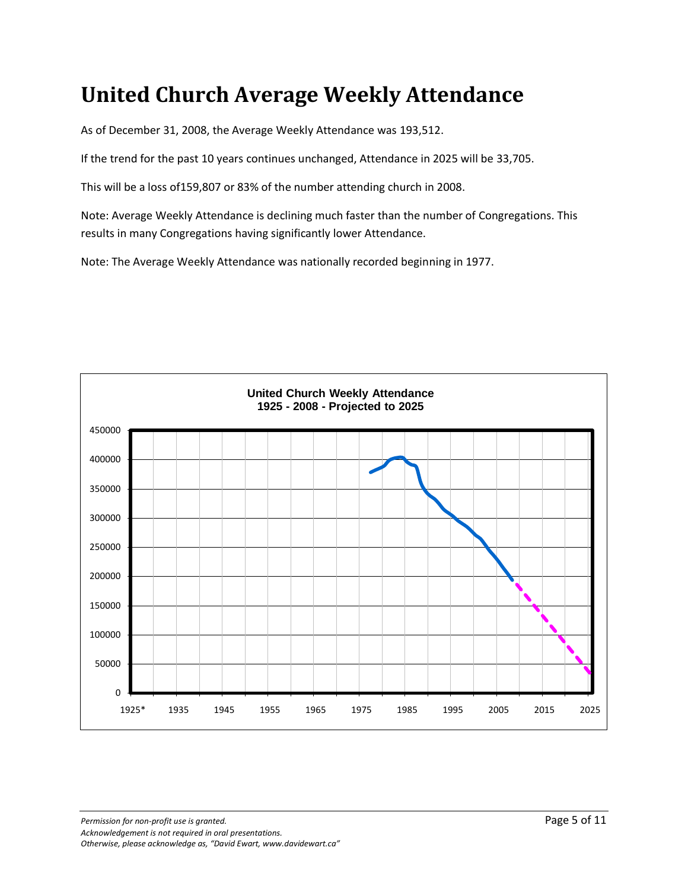# United Church Average Weekly Attendance

As of December 31, 2008, the Average Weekly Attendance was 193,512.

If the trend for the past 10 years continues unchanged, Attendance in 2025 will be 33,705.

This will be a loss of159,807 or 83% of the number attending church in 2008.

Note: Average Weekly Attendance is declining much faster than the number of Congregations. This results in many Congregations having significantly lower Attendance.

Note: The Average Weekly Attendance was nationally recorded beginning in 1977.

United Church Weekly Attendance
1925 - 2008 - Projected to 2025

450000
400000
350000
300000
250000
200000
150000
100000
50000
0

1925* 1935 1945 1955 1965 1975 1985 1995 2005 2015 2025

*Permission for non-profit use is granted.*
*Acknowledgement is not required in oral presentations.*
*Otherwise, please acknowledge as, "David Ewart, www.davidewart.ca"*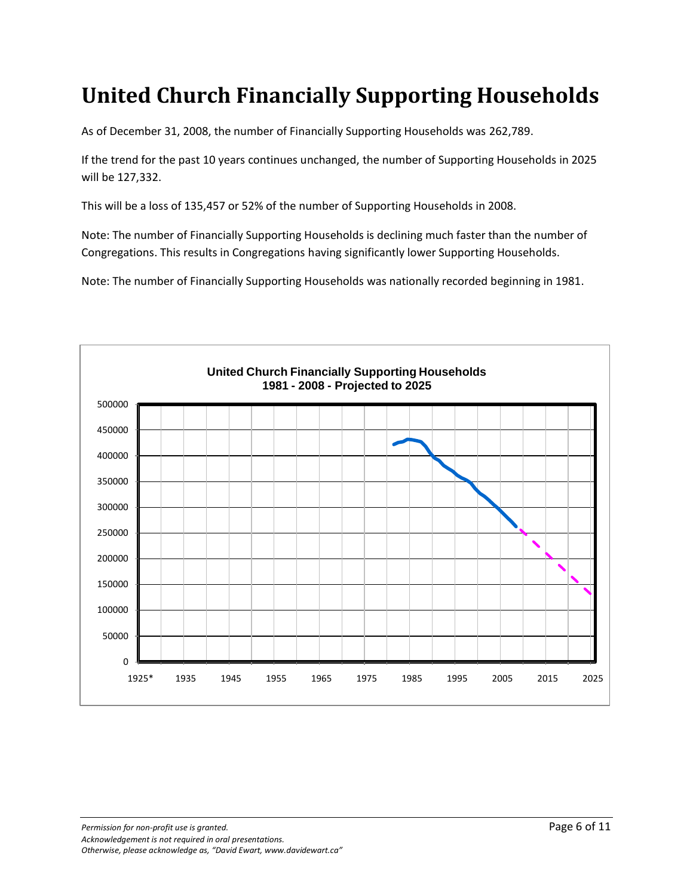# United Church Financially Supporting Households

As of December 31, 2008, the number of Financially Supporting Households was 262,789.

If the trend for the past 10 years continues unchanged, the number of Supporting Households in 2025 will be 127,332.

This will be a loss of 135,457 or 52% of the number of Supporting Households in 2008.

Note: The number of Financially Supporting Households is declining much faster than the number of Congregations. This results in Congregations having significantly lower Supporting Households.

Note: The number of Financially Supporting Households was nationally recorded beginning in 1981.

United Church Financially Supporting Households
1981 - 2008 - Projected to 2025

500000
450000
400000
350000
300000
250000
200000
150000
100000
50000
0

1925* 1935 1945 1955 1965 1975 1985 1995 2005 2015 2025

*Permission for non-profit use is granted.*
*Acknowledgement is not required in oral presentations.*
*Otherwise, please acknowledge as, "David Ewart, www.davidewart.ca"*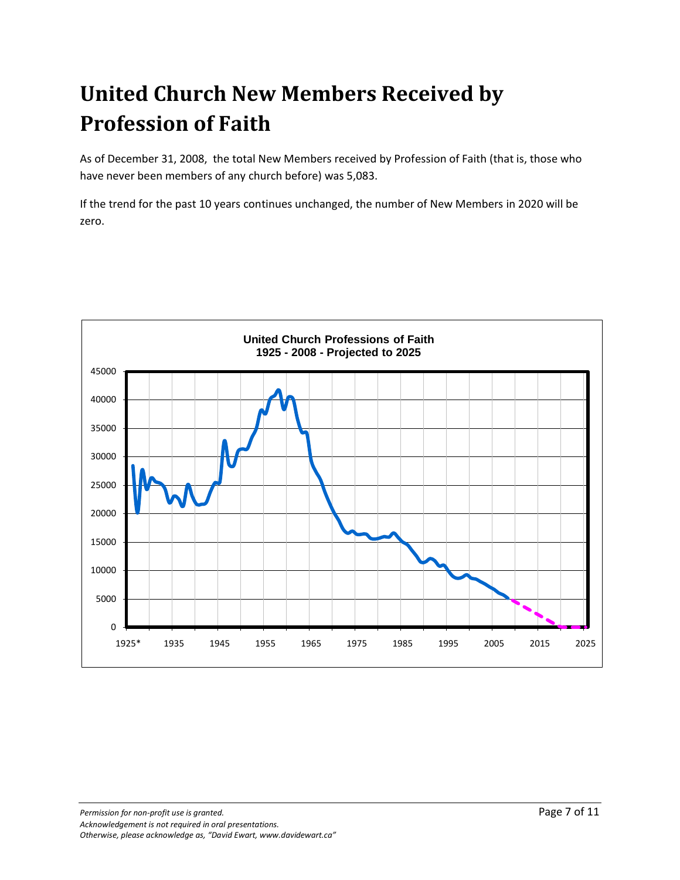# United Church New Members Received by Profession of Faith

As of December 31, 2008, the total New Members received by Profession of Faith (that is, those who have never been members of any church before) was 5,083.

If the trend for the past 10 years continues unchanged, the number of New Members in 2020 will be zero.

United Church Professions of Faith
1925 - 2008 - Projected to 2025

45000
40000
35000
30000
25000
20000
15000
10000
5000
0

1925* 1935 1945 1955 1965 1975 1985 1995 2005 2015 2025

*Permission for non-profit use is granted.*
*Acknowledgement is not required in oral presentations.*
*Otherwise, please acknowledge as, "David Ewart, www.davidewart.ca"*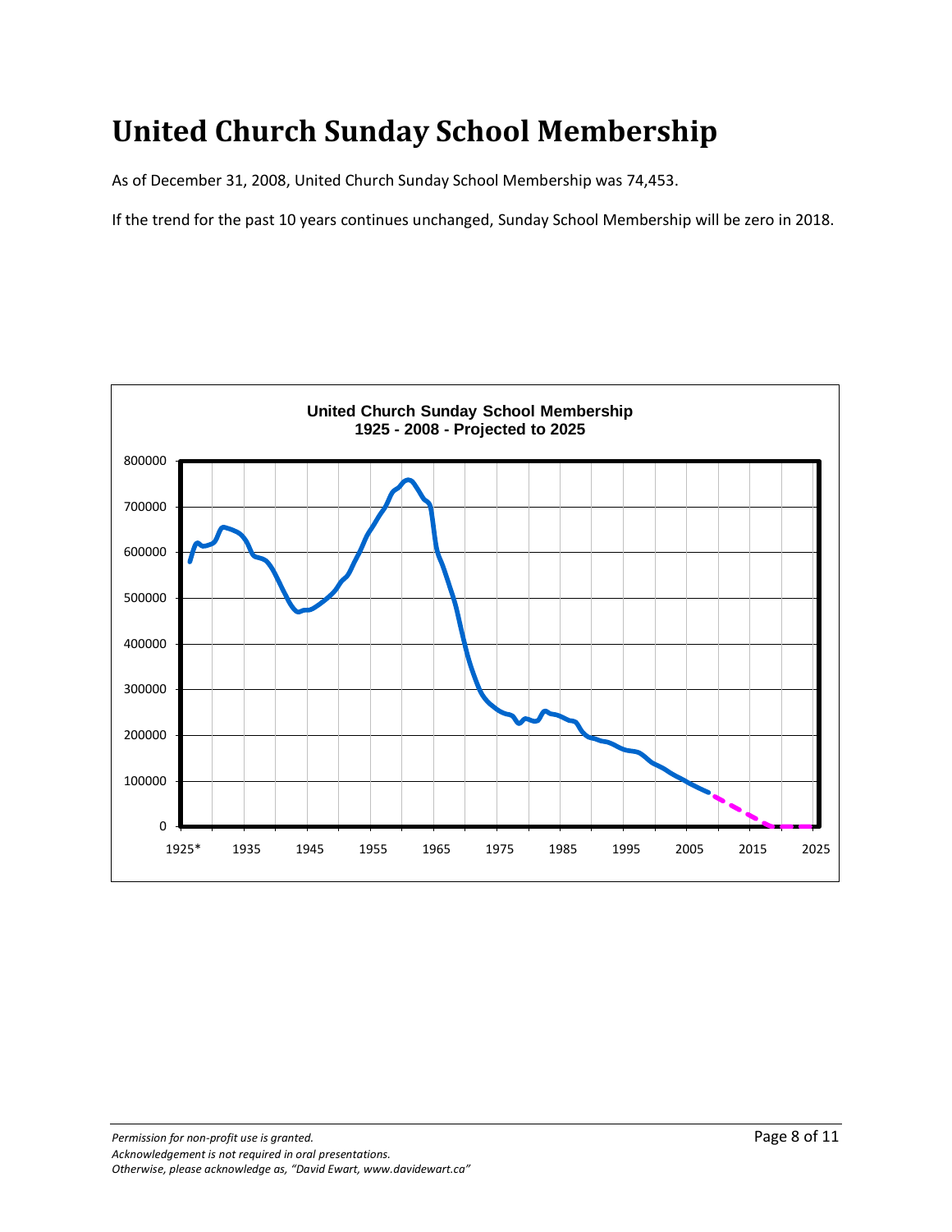# United Church Sunday School Membership

As of December 31, 2008, United Church Sunday School Membership was 74,453.

If the trend for the past 10 years continues unchanged, Sunday School Membership will be zero in 2018.

United Church Sunday School Membership
1925 - 2008 - Projected to 2025

800000
700000
600000
500000
400000
300000
200000
100000
0

1925* 1935 1945 1955 1965 1975 1985 1995 2005 2015 2025

*Permission for non-profit use is granted.*
*Acknowledgement is not required in oral presentations.*
*Otherwise, please acknowledge as, "David Ewart, www.davidewart.ca"*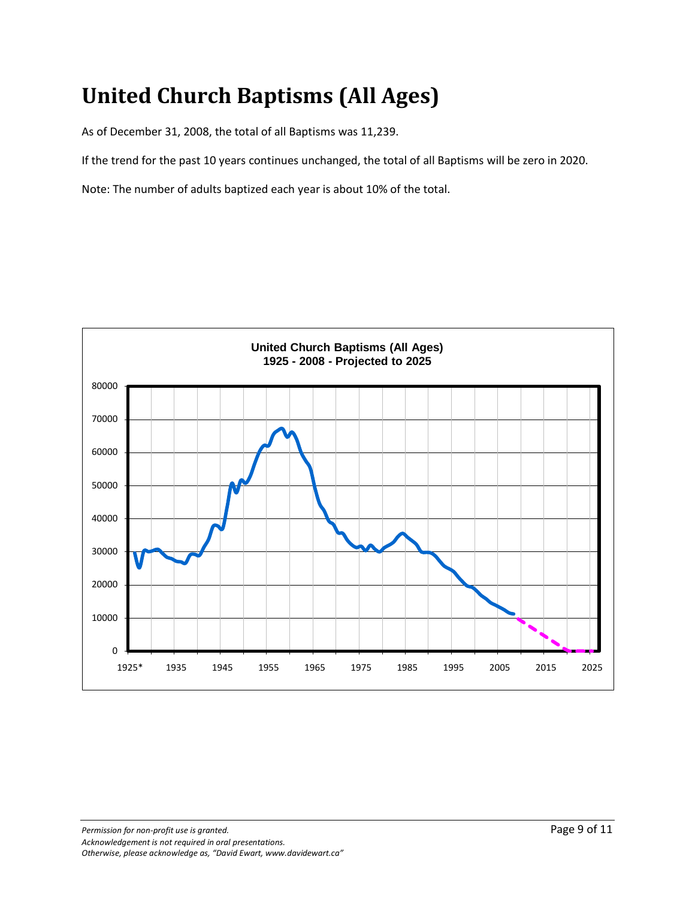# United Church Baptisms (All Ages)

As of December 31, 2008, the total of all Baptisms was 11,239.

If the trend for the past 10 years continues unchanged, the total of all Baptisms will be zero in 2020.

Note: The number of adults baptized each year is about 10% of the total.

**United Church Baptisms (All Ages)**
**1925 - 2008 - Projected to 2025**

80000
70000
60000
50000
40000
30000
20000
10000
0

1925* 1935 1945 1955 1965 1975 1985 1995 2005 2015 2025

*Permission for non-profit use is granted.*
*Acknowledgement is not required in oral presentations.*
*Otherwise, please acknowledge as, "David Ewart, www.davidewart.ca"*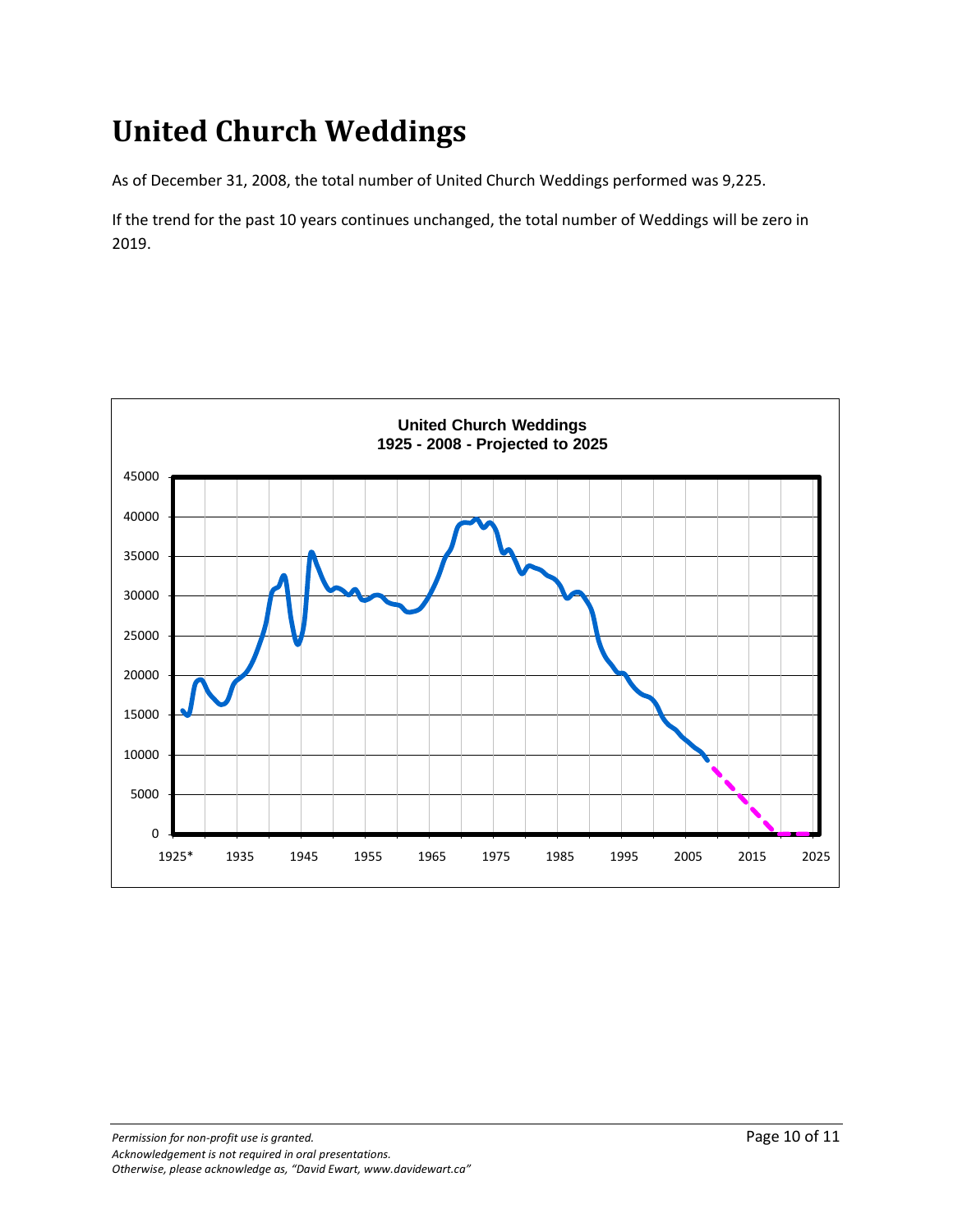# United Church Weddings

As of December 31, 2008, the total number of United Church Weddings performed was 9,225.

If the trend for the past 10 years continues unchanged, the total number of Weddings will be zero in 2019.

United Church Weddings
1925 - 2008 - Projected to 2025

45000
40000
35000
30000
25000
20000
15000
10000
5000
0

1925* 1935 1945 1955 1965 1975 1985 1995 2005 2015 2025

*Permission for non-profit use is granted.*
*Acknowledgement is not required in oral presentations.*
*Otherwise, please acknowledge as, "David Ewart, www.davidewart.ca"*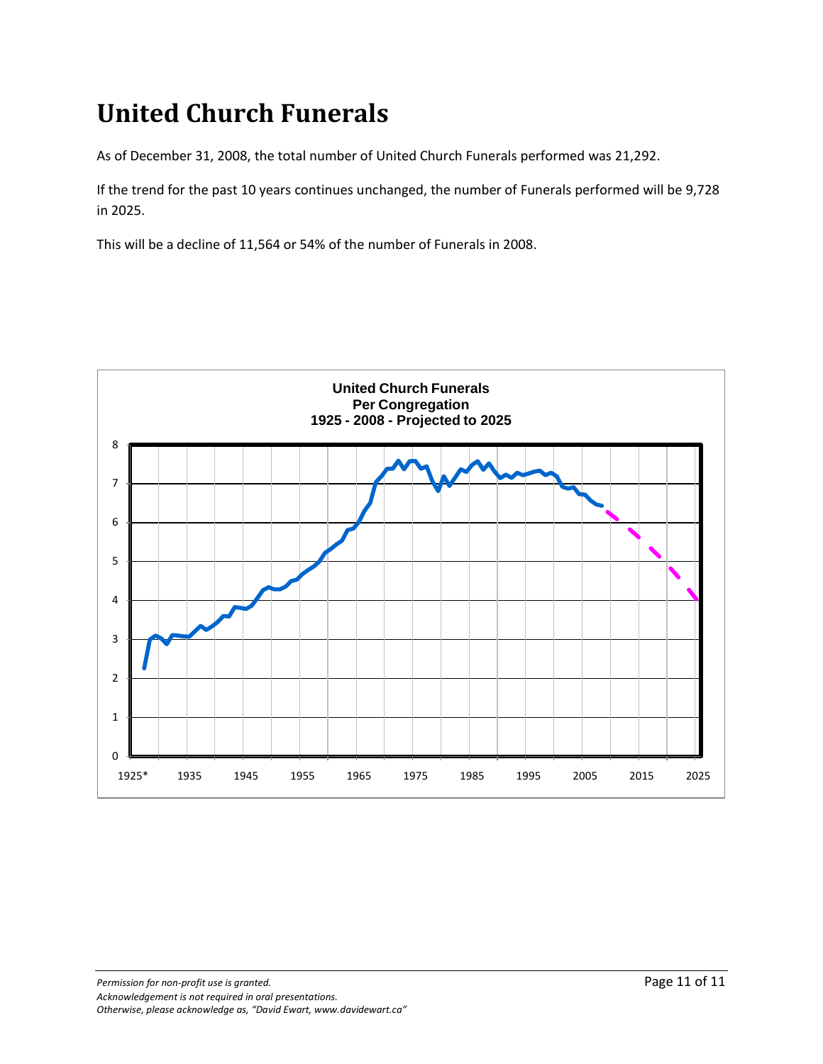# United Church Funerals

As of December 31, 2008, the total number of United Church Funerals performed was 21,292.

If the trend for the past 10 years continues unchanged, the number of Funerals performed will be 9,728 in 2025.

This will be a decline of 11,564 or 54% of the number of Funerals in 2008.

United Church Funerals
Per Congregation
1925 - 2008 - Projected to 2025

8
7
6
5
4
3
2
1
0

1925* 1935 1945 1955 1965 1975 1985 1995 2005 2015 2025

*Permission for non-profit use is granted.*
*Acknowledgement is not required in oral presentations.*
*Otherwise, please acknowledge as, "David Ewart, www.davidewart.ca"*